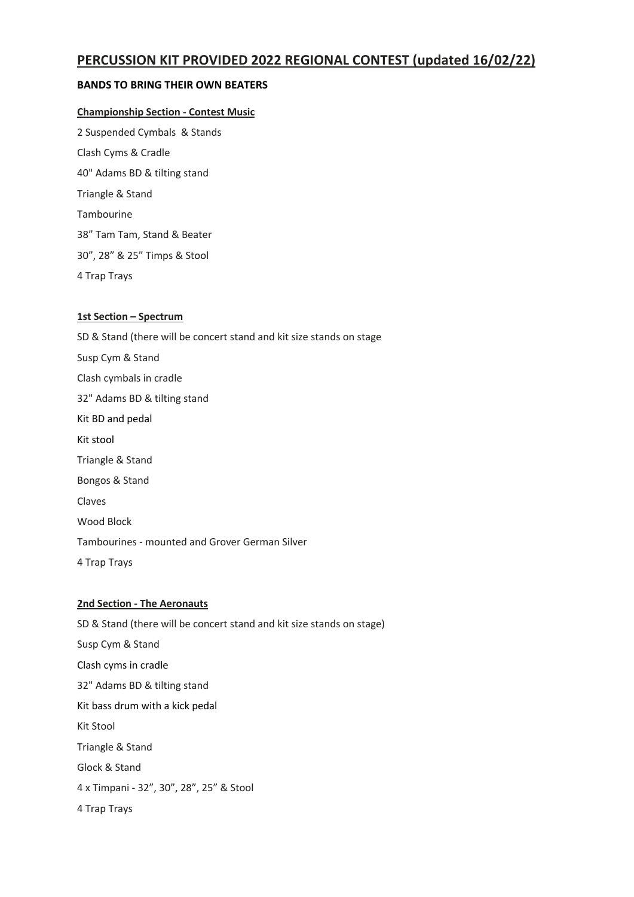# PERCUSSION KIT PROVIDED 2022 REGIONAL CONTEST (updated 16/02/22)

**BANDS TO BRING THEIR OWN BEATERS**

**Championship Section - Contest Music**

2 Suspended Cymbals & Stands

Clash Cyms & Cradle

40" Adams BD & tilting stand

Triangle & Stand

Tambourine

38" Tam Tam, Stand & Beater

30", 28" & 25" Timps & Stool

4 Trap Trays

**1st Section – Spectrum**

SD & Stand (there will be concert stand and kit size stands on stage

Susp Cym & Stand

Clash cymbals in cradle

32" Adams BD & tilting stand

Kit BD and pedal

Kit stool

Triangle & Stand

Bongos & Stand

Claves

Wood Block

Tambourines - mounted and Grover German Silver

4 Trap Trays

**2nd Section - The Aeronauts**

SD & Stand (there will be concert stand and kit size stands on stage)

Susp Cym & Stand

Clash cyms in cradle

32" Adams BD & tilting stand

Kit bass drum with a kick pedal

Kit Stool

Triangle & Stand

Glock & Stand

4 x Timpani - 32", 30", 28", 25" & Stool

4 Trap Trays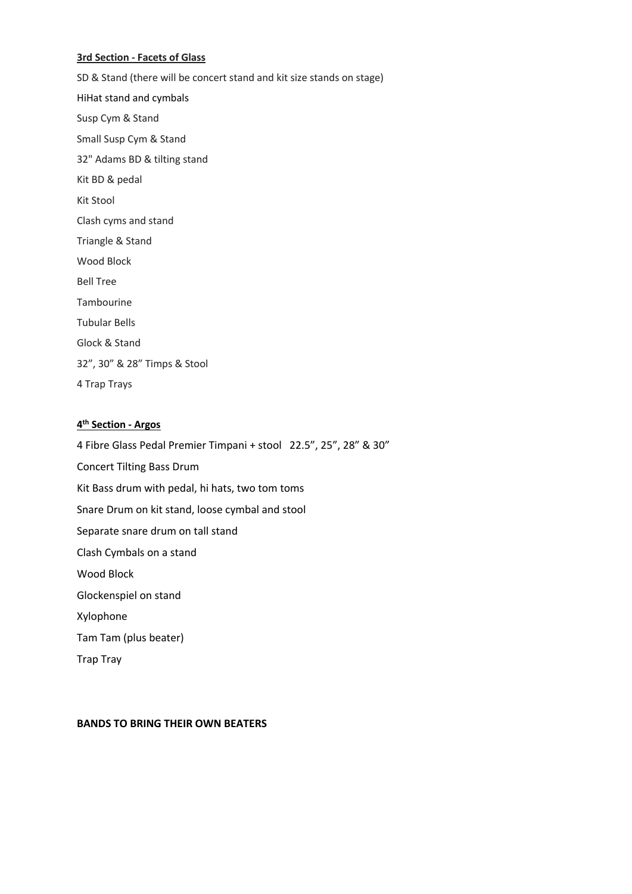**3rd Section - Facets of Glass**

SD & Stand (there will be concert stand and kit size stands on stage)

HiHat stand and cymbals

Susp Cym & Stand

Small Susp Cym & Stand

32" Adams BD & tilting stand

Kit BD & pedal

Kit Stool

Clash cyms and stand

Triangle & Stand

Wood Block

Bell Tree

Tambourine

Tubular Bells

Glock & Stand

32”, 30” & 28” Timps & Stool

4 Trap Trays

**4th Section - Argos**

4 Fibre Glass Pedal Premier Timpani + stool 22.5”, 25”, 28” & 30”

Concert Tilting Bass Drum

Kit Bass drum with pedal, hi hats, two tom toms

Snare Drum on kit stand, loose cymbal and stool

Separate snare drum on tall stand

Clash Cymbals on a stand

Wood Block

Glockenspiel on stand

Xylophone

Tam Tam (plus beater)

Trap Tray

**BANDS TO BRING THEIR OWN BEATERS**